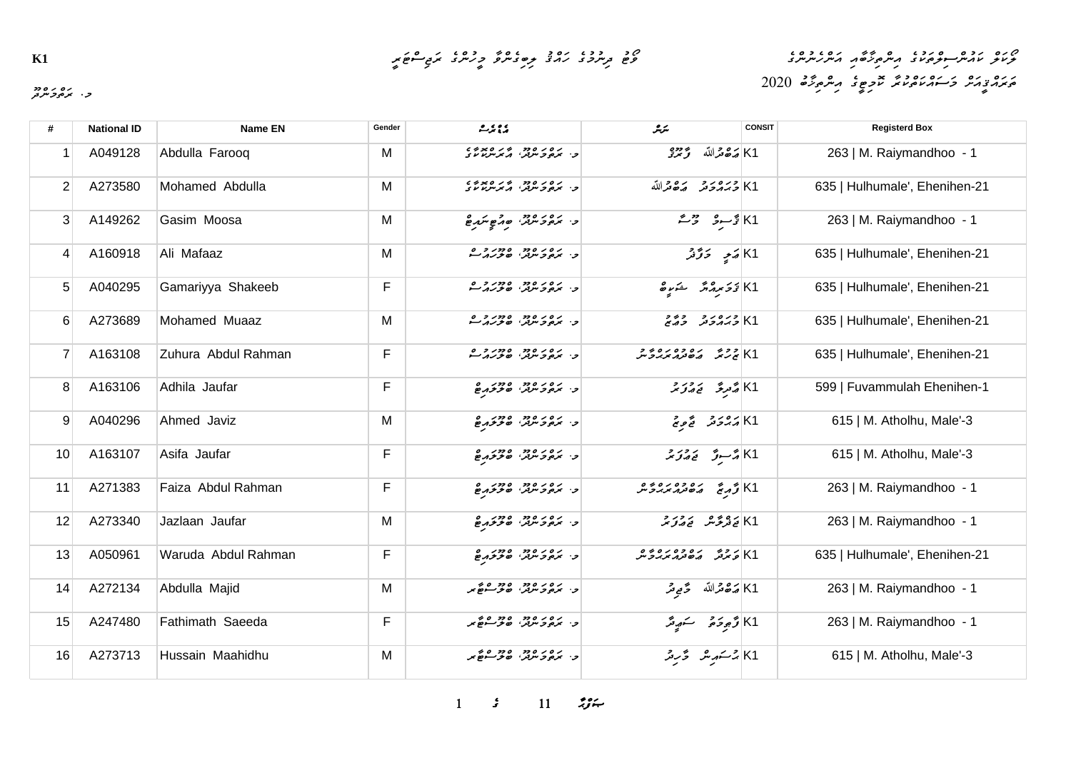# ވޯޓު ދިނުމުގެ ހައްޤު ލިބިގެންވާ މީހުންގެ ރަޖިސްޓަރީ

K1

ތާރީޚީ ކައުންސިލްތަކުގެ އިންތިޚާބު މަޖިލިސްތަކުގެ އިންތިޚާބާއި ރަސްމީ މަޖިލިސް 2020

ދ. ރަތްމަންދޫ

| # | National ID | Name EN | Gender | ގެއްގެ ނަން | ނަން | CONSIT | Registerd Box |
|---|---|---|---|---|---|---|---|
| 1 | A049128 | Abdulla Farooq | M | މ. ރައްމަންދޫ، އަރަންދަޕާގެ | އަބްދުﷲ ފާރޫޤު | K1 | 263 \| M. Raiymandhoo - 1 |
| 2 | A273580 | Mohamed Abdulla | M | މ. ރައްމަންދޫ، އަރަންދަޕާގެ | މުޙައްމަދު އަބްދުﷲ | K1 | 635 \| Hulhumale', Ehenihen-21 |
| 3 | A149262 | Gasim Moosa | M | މ. ރައްމަންދޫ، ބައްޕިނަރުޖު | ޤާސިމް މޫސާ | K1 | 263 \| M. Raiymandhoo - 1 |
| 4 | A160918 | Ali Mafaaz | M | މ. ރައްމަންދޫ، ބޫދަރުސް | ޢަލީ މަފާޒު | K1 | 635 \| Hulhumale', Ehenihen-21 |
| 5 | A040295 | Gamariyya Shakeeb | F | މ. ރައްމަންދޫ، ބޫދަރުސް | ޤަމަރިއްޔާ ޝަކީބު | K1 | 635 \| Hulhumale', Ehenihen-21 |
| 6 | A273689 | Mohamed Muaaz | M | މ. ރައްމަންދޫ، ބޫދަރުސް | މުޙައްމަދު މުޢާޒު | K1 | 635 \| Hulhumale', Ehenihen-21 |
| 7 | A163108 | Zuhura Abdul Rahman | F | މ. ރައްމަންދޫ، ބޫދަރުސް | ޒުހުރާ އަބްދުއްރަޙްމާން | K1 | 635 \| Hulhumale', Ehenihen-21 |
| 8 | A163106 | Adhila Jaufar | F | މ. ރައްމަންދޫ، ބޫފަޅީގެ | އާދިލާ ޖަޢުފަރު | K1 | 599 \| Fuvammulah Ehenihen-1 |
| 9 | A040296 | Ahmed Javiz | M | މ. ރައްމަންދޫ، ބޫފަޅީގެ | އަޙްމަދު ޖާވިޒް | K1 | 615 \| M. Atholhu, Male'-3 |
| 10 | A163107 | Asifa Jaufar | F | މ. ރައްމަންދޫ، ބޫފަޅީގެ | އާސިފާ ޖަޢުފަރު | K1 | 615 \| M. Atholhu, Male'-3 |
| 11 | A271383 | Faiza Abdul Rahman | F | މ. ރައްމަންދޫ، ބޫފަޅީގެ | ފާއިޒާ އަބްދުއްރަޙްމާން | K1 | 263 \| M. Raiymandhoo - 1 |
| 12 | A273340 | Jazlaan Jaufar | M | މ. ރައްމަންދޫ، ބޫފަޅީގެ | ޖަޒްލާން ޖަޢުފަރު | K1 | 263 \| M. Raiymandhoo - 1 |
| 13 | A050961 | Waruda Abdul Rahman | F | މ. ރައްމަންދޫ، ބޫފަޅީގެ | ވަރުދާ އަބްދުއްރަޙްމާން | K1 | 635 \| Hulhumale', Ehenihen-21 |
| 14 | A272134 | Abdulla Majid | M | މ. ރައްމަންދޫ، ބޫސްޓަރ | އަބްދުﷲ މާޖިދު | K1 | 263 \| M. Raiymandhoo - 1 |
| 15 | A247480 | Fathimath Saeeda | F | މ. ރައްމަންދޫ، ބޫސްޓަރ | ފާތިމަތު ސަޢީދާ | K1 | 263 \| M. Raiymandhoo - 1 |
| 16 | A273713 | Hussain Maahidhu | M | މ. ރައްމަންދޫ، ބޫސްޓަރ | ޙުސައިން މާހިދު | K1 | 615 \| M. Atholhu, Male'-3 |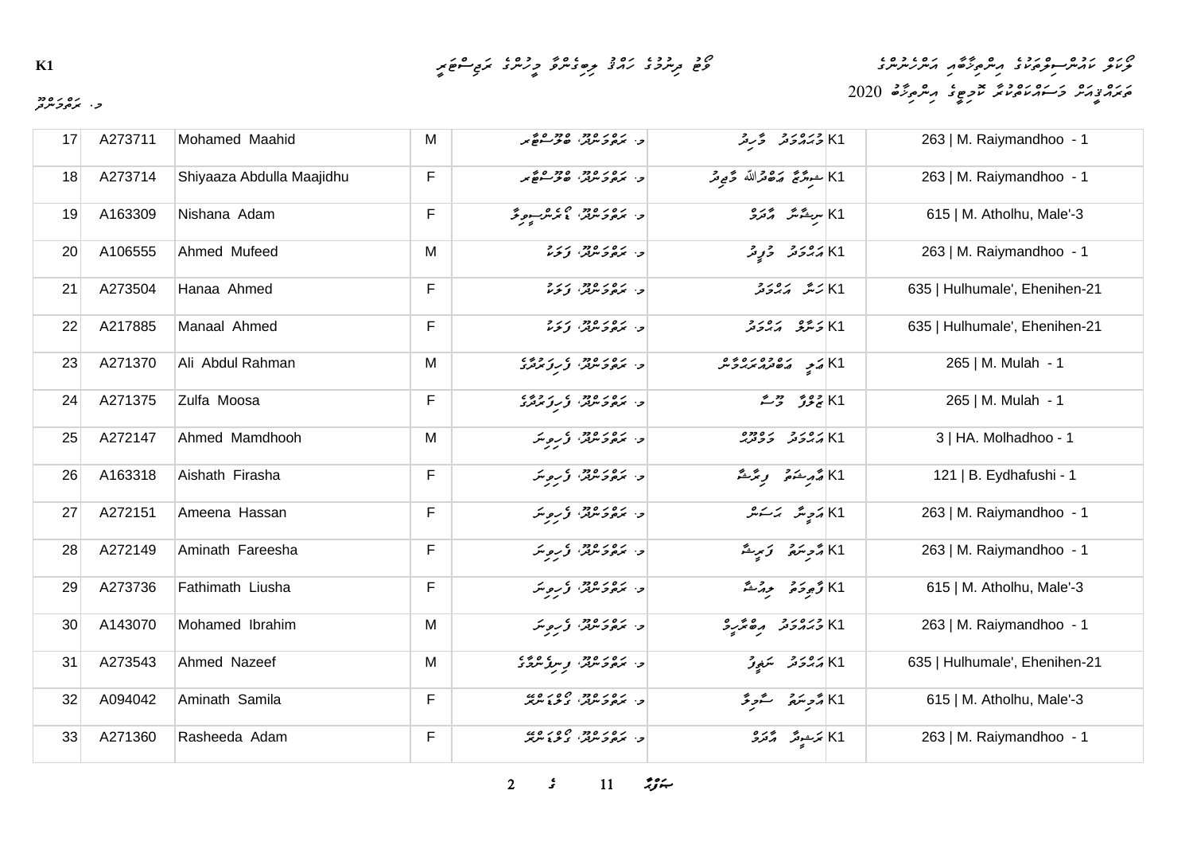| 17 | A273711 | Mohamed Maahid | M | ޅ. ރަތްމަންދޫ، ބޮޑުސްޓޯރ | K1 މުހައްމަދު މާހިދު | 263 \| M. Raiymandhoo - 1 |
|---|---|---|---|---|---|---|
| 18 | A273714 | Shiyaaza Abdulla Maajidhu | F | ޅ. ރަތްމަންދޫ، ބޮޑުސްޓޯރ | K1 ޝިޔާޒާ އަބްދުﷲ މާޖިދު | 263 \| M. Raiymandhoo - 1 |
| 19 | A163309 | Nishana Adam | F | ޅ. ރަތްމަންދޫ، ގްރީންވިލާ | K1 ނިޝާނާ އާދަމް | 615 \| M. Atholhu, Male'-3 |
| 20 | A106555 | Ahmed Mufeed | M | ޅ. ރަތްމަންދޫ، ފަރަށް | K1 އަޙްމަދު މުފީދު | 263 \| M. Raiymandhoo - 1 |
| 21 | A273504 | Hanaa Ahmed | F | ޅ. ރަތްމަންދޫ، ފަރަށް | K1 ހަނާ އަޙްމަދު | 635 \| Hulhumale', Ehenihen-21 |
| 22 | A217885 | Manaal Ahmed | F | ޅ. ރަތްމަންދޫ، ފަރަށް | K1 މަނާލް އަޙްމަދު | 635 \| Hulhumale', Ehenihen-21 |
| 23 | A271370 | Ali Abdul Rahman | M | ޅ. ރަތްމަންދޫ، ފިނިފެންމާގެ | K1 އަލި އަބްދުއްރަޙްމާން | 265 \| M. Mulah - 1 |
| 24 | A271375 | Zulfa Moosa | F | ޅ. ރަތްމަންދޫ، ފިނިފެންމާގެ | K1 ޒުލްފާ މޫސާ | 265 \| M. Mulah - 1 |
| 25 | A272147 | Ahmed Mamdhooh | M | ޅ. ރަތްމަންދޫ، ފިނިވާރ | K1 އަޙްމަދު މަމްދޫޙް | 3 \| HA. Molhadhoo - 1 |
| 26 | A163318 | Aishath Firasha | F | ޅ. ރަތްމަންދޫ، ފިނިވާރ | K1 އައިޝަތު ފިރާޝާ | 121 \| B. Eydhafushi - 1 |
| 27 | A272151 | Ameena Hassan | F | ޅ. ރަތްމަންދޫ، ފިނިވާރ | K1 އަމީނާ ޙަސަން | 263 \| M. Raiymandhoo - 1 |
| 28 | A272149 | Aminath Fareesha | F | ޅ. ރަތްމަންދޫ، ފިނިވާރ | K1 އާމިނަތު ފަރީޝާ | 263 \| M. Raiymandhoo - 1 |
| 29 | A273736 | Fathimath Liusha | F | ޅ. ރަތްމަންދޫ، ފިނިވާރ | K1 ފާތިމަތު ލިއުޝާ | 615 \| M. Atholhu, Male'-3 |
| 30 | A143070 | Mohamed Ibrahim | M | ޅ. ރަތްމަންދޫ، ފިނިވާރ | K1 މުހައްމަދު އިބްރާހީމް | 263 \| M. Raiymandhoo - 1 |
| 31 | A273543 | Ahmed Nazeef | M | ޅ. ރަތްމަންދޫ، ފިނިފެންމާގެ | K1 އަޙްމަދު ނަޒީފު | 635 \| Hulhumale', Ehenihen-21 |
| 32 | A094042 | Aminath Samila | F | ޅ. ރަތްމަންދޫ، ގުލްޝަން | K1 އާމިނަތު ސާމިލާ | 615 \| M. Atholhu, Male'-3 |
| 33 | A271360 | Rasheeda Adam | F | ޅ. ރަތްމަންދޫ، ގުލްޝަން | K1 ރަޝީދާ އާދަމް | 263 \| M. Raiymandhoo - 1 |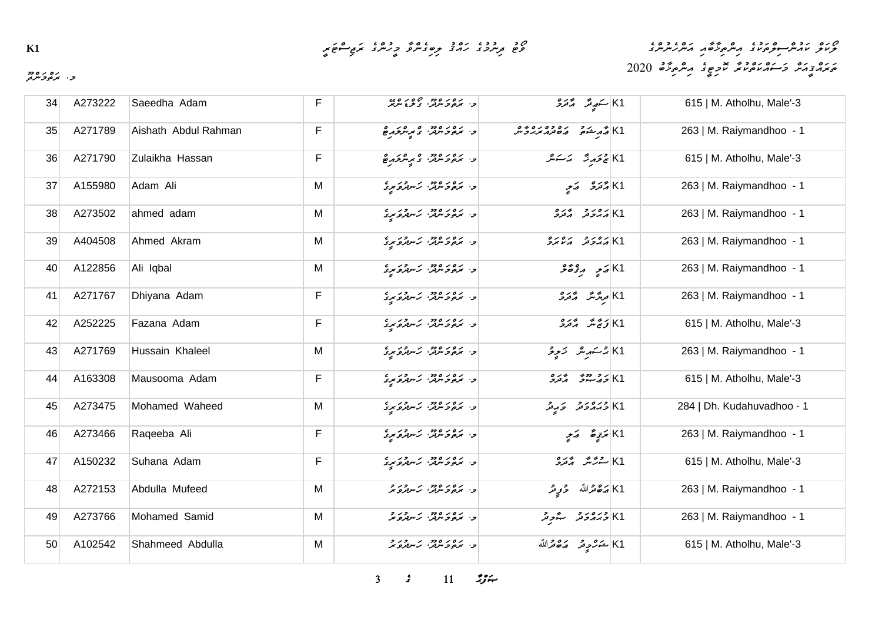| 34 | A273222 | Saeedha Adam | F | ގ. ރަތުގަނޑު، ގެވަނިނަ | K1 ސަޢީދާ އާދަމް | 615 \| M. Atholhu, Male'-3 |
|---|---|---|---|---|---|---|
| 35 | A271789 | Aishath Abdul Rahman | F | ގ. ރަތުގަނޑު، ގުލިސްތާނުގެ | K1 އައިޝަތު އަބްދުއްރަހްމާން | 263 \| M. Raiymandhoo - 1 |
| 36 | A271790 | Zulaikha Hassan | F | ގ. ރަތުގަނޑު، ގުލިސްތާނުގެ | K1 ޒުލައިޚާ ހަސަން | 615 \| M. Atholhu, Male'-3 |
| 37 | A155980 | Adam Ali | M | ގ. ރަތުގަނޑު، ހުސްނުވިލާގެ | K1 އާދަމް ޢަލީ | 263 \| M. Raiymandhoo - 1 |
| 38 | A273502 | ahmed adam | M | ގ. ރަތުގަނޑު، ހުސްނުވިލާގެ | K1 އަޙްމަދު އާދަމް | 263 \| M. Raiymandhoo - 1 |
| 39 | A404508 | Ahmed Akram | M | ގ. ރަތުގަނޑު، ހުސްނުވިލާގެ | K1 އަޙްމަދު އަކްރަމް | 263 \| M. Raiymandhoo - 1 |
| 40 | A122856 | Ali Iqbal | M | ގ. ރަތުގަނޑު، ހުސްނުވިލާގެ | K1 ޢަލީ އިގްބާލް | 263 \| M. Raiymandhoo - 1 |
| 41 | A271767 | Dhiyana Adam | F | ގ. ރަތުގަނޑު، ހުސްނުވިލާގެ | K1 ދިޔާނާ އާދަމް | 263 \| M. Raiymandhoo - 1 |
| 42 | A252225 | Fazana Adam | F | ގ. ރަތުގަނޑު، ހުސްނުވިލާގެ | K1 ފަޒާނާ އާދަމް | 615 \| M. Atholhu, Male'-3 |
| 43 | A271769 | Hussain Khaleel | M | ގ. ރަތުގަނޑު، ހުސްނުވިލާގެ | K1 ޙުސައިން ޚަލީލް | 263 \| M. Raiymandhoo - 1 |
| 44 | A163308 | Mausooma Adam | F | ގ. ރަތުގަނޑު، ހުސްނުވިލާގެ | K1 މައުޞޫމާ އާދަމް | 615 \| M. Atholhu, Male'-3 |
| 45 | A273475 | Mohamed Waheed | M | ގ. ރަތުގަނޑު، ހުސްނުވިލާގެ | K1 މުޙައްމަދު ވަޙީދު | 284 \| Dh. Kudahuvadhoo - 1 |
| 46 | A273466 | Raqeeba Ali | F | ގ. ރަތުގަނޑު، ހުސްނުވިލާގެ | K1 ރަޤީބާ ޢަލީ | 263 \| M. Raiymandhoo - 1 |
| 47 | A150232 | Suhana Adam | F | ގ. ރަތުގަނޑު، ހުސްނުވިލާގެ | K1 ސުހާނާ އާދަމް | 615 \| M. Atholhu, Male'-3 |
| 48 | A272153 | Abdulla Mufeed | M | ގ. ރަތުގަނޑު، ހުސްނުވިލަ | K1 އަބްދުﷲ މުފީދު | 263 \| M. Raiymandhoo - 1 |
| 49 | A273766 | Mohamed Samid | M | ގ. ރަތުގަނޑު، ހުސްނުވިލަ | K1 މުޙައްމަދު ސާމިދު | 263 \| M. Raiymandhoo - 1 |
| 50 | A102542 | Shahmeed Abdulla | M | ގ. ރަތުގަނޑު، ހުސްނުވިލަ | K1 ޝަހްމީދު އަބްދުﷲ | 615 \| M. Atholhu, Male'-3 |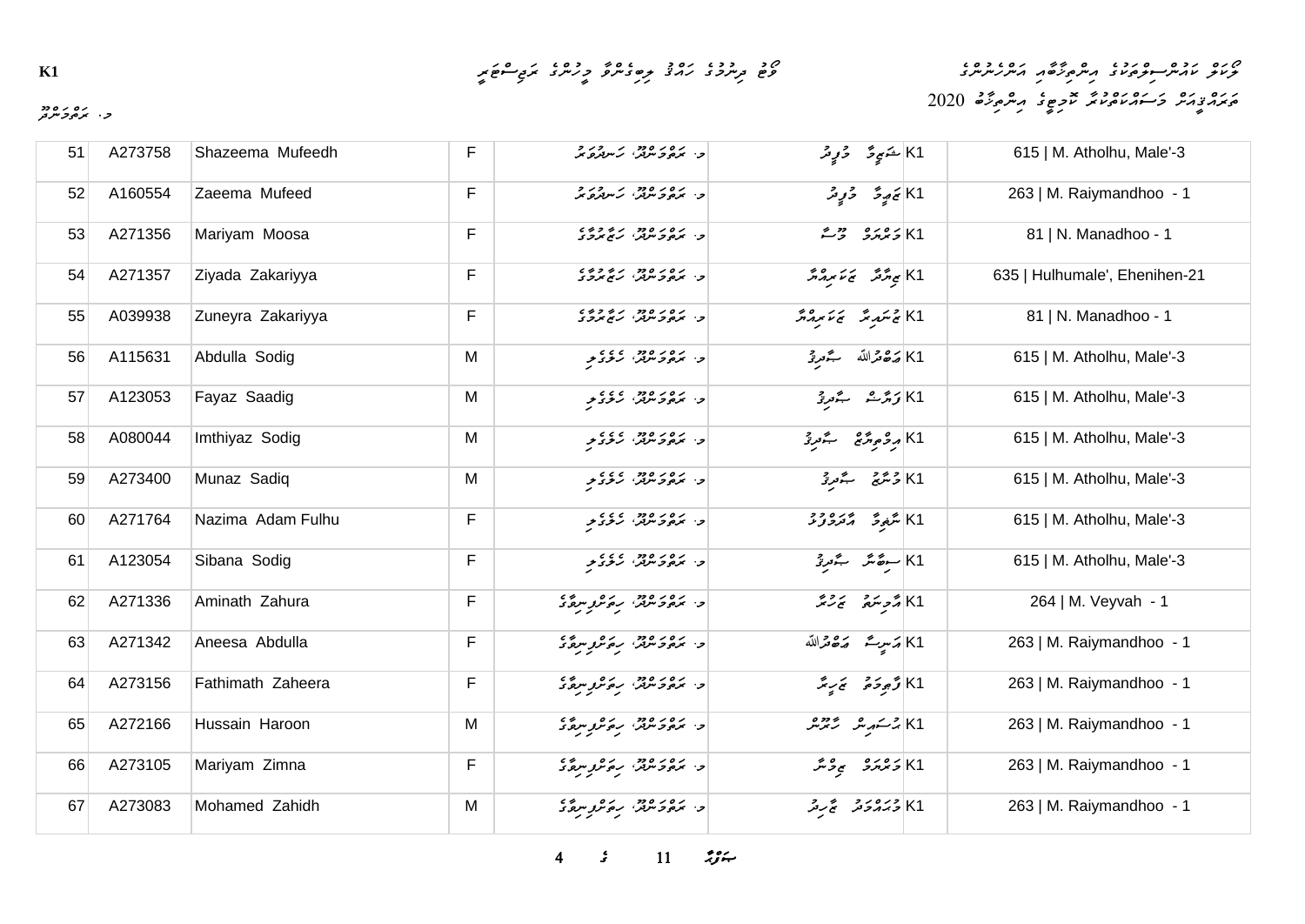| 51 | A273758 | Shazeema Mufeedh | F | د. ރަތްވަރަށު، ހަނދުވަރު | K1 ޝަޒީމާ މުފީދު | 615 \| M. Atholhu, Male'-3 |
|---|---|---|---|---|---|---|
| 52 | A160554 | Zaeema Mufeed | F | د. ރަތްވަރަށު، ހަނދުވަރު | K1 ޒައީމާ މުފީދު | 263 \| M. Raiymandhoo - 1 |
| 53 | A271356 | Mariyam Moosa | F | د. ރަތްވަރަށު، ހަޖްރާގެ | K1 މަރިޔަމް މޫސާ | 81 \| N. Manadhoo - 1 |
| 54 | A271357 | Ziyada Zakariyya | F | د. ރަތްވަރަށު، ހަޖްރާގެ | K1 ޒިޔާދާ ޒަކަރިއްޔާ | 635 \| Hulhumale', Ehenihen-21 |
| 55 | A039938 | Zuneyra Zakariyya | F | د. ރަތްވަރަށު، ހަޖްރާގެ | K1 ޒުނެއިރާ ޒަކަރިއްޔާ | 81 \| N. Manadhoo - 1 |
| 56 | A115631 | Abdulla Sodig | M | د. ރަތްވަރަށު، ހެވެލި | K1 އަބްދުﷲ ސާދިޤު | 615 \| M. Atholhu, Male'-3 |
| 57 | A123053 | Fayaz Saadig | M | د. ރަތްވަރަށު، ހެވެލި | K1 ފަޔާޒް ސާދިޤު | 615 \| M. Atholhu, Male'-3 |
| 58 | A080044 | Imthiyaz Sodig | M | د. ރަތްވަރަށު، ހެވެލި | K1 އިމްތިޔާޒް ސާދިޤު | 615 \| M. Atholhu, Male'-3 |
| 59 | A273400 | Munaz Sadiq | M | د. ރަތްވަރަށު، ހެވެލި | K1 މުނާޒް ސާދިޤު | 615 \| M. Atholhu, Male'-3 |
| 60 | A271764 | Nazima Adam Fulhu | F | د. ރަތްވަރަށު، ހެވެލި | K1 ނާޒިމާ އާދަމްފުޅު | 615 \| M. Atholhu, Male'-3 |
| 61 | A123054 | Sibana Sodig | F | د. ރަތްވަރަށު، ހެވެލި | K1 ސިބާނާ ސާދިޤު | 615 \| M. Atholhu, Male'-3 |
| 62 | A271336 | Aminath Zahura | F | د. ރަތްވަރަށު، ރިވަރުސައިޑް | K1 އާމިނަތު ޒަހުރާ | 264 \| M. Veyvah - 1 |
| 63 | A271342 | Aneesa Abdulla | F | د. ރަތްވަރަށު، ރިވަރުސައިޑް | K1 އަނީސާ އަބްދުﷲ | 263 \| M. Raiymandhoo - 1 |
| 64 | A273156 | Fathimath Zaheera | F | د. ރަތްވަރަށު، ރިވަރުސައިޑް | K1 ފާތިމަތު ޒަހީރާ | 263 \| M. Raiymandhoo - 1 |
| 65 | A272166 | Hussain Haroon | M | د. ރަތްވަރަށު، ރިވަރުސައިޑް | K1 ހުސައިން ހާރޫން | 263 \| M. Raiymandhoo - 1 |
| 66 | A273105 | Mariyam Zimna | F | د. ރަތްވަރަށު، ރިވަރުސައިޑް | K1 މަރިޔަމް ޒިމްނާ | 263 \| M. Raiymandhoo - 1 |
| 67 | A273083 | Mohamed Zahidh | M | د. ރަތްވަރަށު، ރިވަރުސައިޑް | K1 މުހައްމަދު ޒާހިދު | 263 \| M. Raiymandhoo - 1 |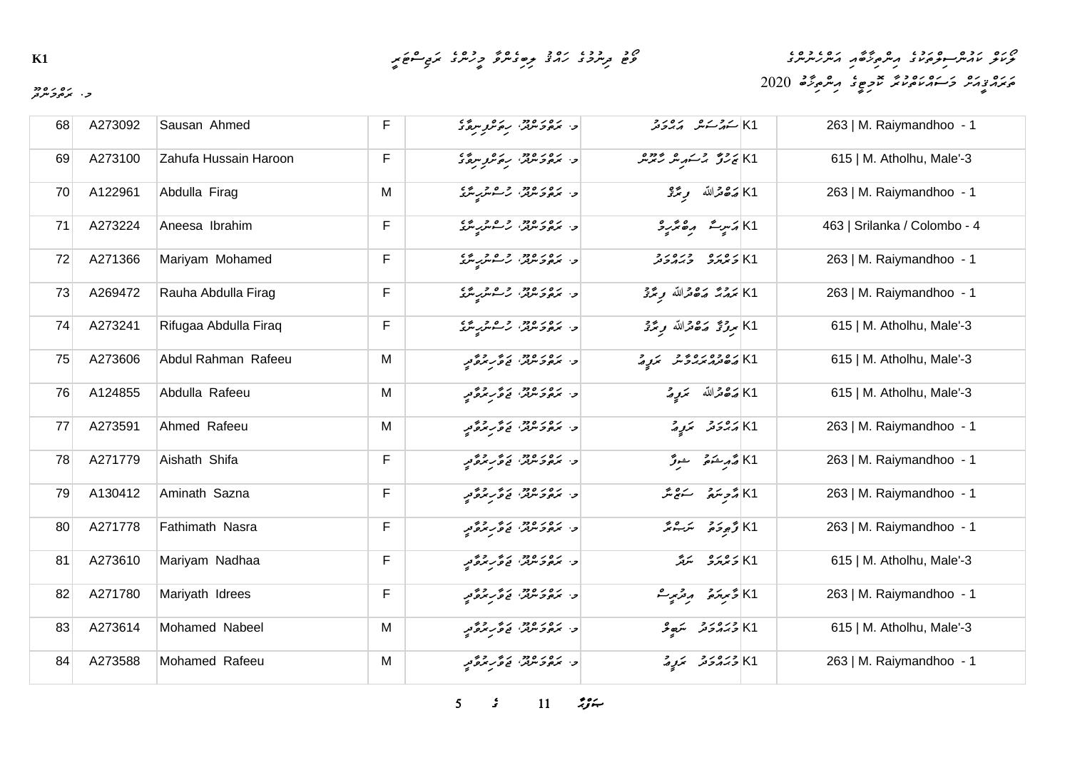| 68 | A273092 | Sausan Ahmed | F | د· بَرَمُوَسْرُ، رِيَرُوِسِرُوَّدُ | K1 سَهُرُسَسْ رَرُدَوْرُ | 263 \| M. Raiymandhoo - 1 |
|---|---|---|---|---|---|---|
| 69 | A273100 | Zahufa Hussain Haroon | F | د· بَرَمُوَسْرُ، رِيَرُوِسِرُوَّدُ | K1 يَرُوْرٌ بُرْسَهرِ سْ رُبُرْسْ | 615 \| M. Atholhu, Male'-3 |
| 70 | A122961 | Abdulla Firag | M | د· بَرَمُوَسْرُ، رُسْمُرِسُرُدُ | K1 رَصْدَاللّهُ وِبُرُدْ | 263 \| M. Raiymandhoo - 1 |
| 71 | A273224 | Aneesa Ibrahim | F | د· بَرَمُوَسْرُ، رُسْمُرِسُرُدُ | K1 رَسِرِسَّ رِصَمْرِدُ | 463 \| Srilanka / Colombo - 4 |
| 72 | A271366 | Mariyam Mohamed | F | د· بَرَمُوَسْرُ، رُسْمُرِسُرُدُ | K1 دَيْرْبَرْدُ دَيَرْدَوْرُ | 263 \| M. Raiymandhoo - 1 |
| 73 | A269472 | Rauha Abdulla Firag | F | د· بَرَمُوَسْرُ، رُسْمُرِسُرُدُ | K1 بَرَرْبُرْ رَصْدَاللّهُ وِبُرُدْ | 263 \| M. Raiymandhoo - 1 |
| 74 | A273241 | Rifugaa Abdulla Firaq | F | د· بَرَمُوَسْرُ، رُسْمُرِسُرُدُ | K1 بِرُوْتَ رَصْدَاللّهُ وِبُرُدْ | 615 \| M. Atholhu, Male'-3 |
| 75 | A273606 | Abdul Rahman Rafeeu | M | د· بَرَمُوَسْرُ، يَوْرِبُرُوْمِرِ | K1 رَصْدُرْ بَرَرْدَسْ بَرَوِرْ | 615 \| M. Atholhu, Male'-3 |
| 76 | A124855 | Abdulla Rafeeu | M | د· بَرَمُوَسْرُ، يَوْرِبُرُوْمِرِ | K1 رَصْدَاللّهُ بَرَوِرْ | 615 \| M. Atholhu, Male'-3 |
| 77 | A273591 | Ahmed Rafeeu | M | د· بَرَمُوَسْرُ، يَوْرِبُرُوْمِرِ | K1 رَرْدَوْرُ بَرَوِرْ | 263 \| M. Raiymandhoo - 1 |
| 78 | A271779 | Aishath Shifa | F | د· بَرَمُوَسْرُ، يَوْرِبُرُوْمِرِ | K1 رَّمِرْ شَوْرُ شِوَّ | 263 \| M. Raiymandhoo - 1 |
| 79 | A130412 | Aminath Sazna | F | د· بَرَمُوَسْرُ، يَوْرِبُرُوْمِرِ | K1 رَّحِ سَرَمُ سَيَ سُرَّ | 263 \| M. Raiymandhoo - 1 |
| 80 | A271778 | Fathimath Nasra | F | د· بَرَمُوَسْرُ، يَوْرِبُرُوْمِرِ | K1 زَّجِ دَرُ سَرَ سْبُرَّ | 263 \| M. Raiymandhoo - 1 |
| 81 | A273610 | Mariyam Nadhaa | F | د· بَرَمُوَسْرُ، يَوْرِبُرُوْمِرِ | K1 دَيْرْبَرْدُ سَرَمَّ | 615 \| M. Atholhu, Male'-3 |
| 82 | A271780 | Mariyath Idrees | F | د· بَرَمُوَسْرُ، يَوْرِبُرُوْمِرِ | K1 دَّمِرِبَرْ رِدْرِ بِرِسْ | 263 \| M. Raiymandhoo - 1 |
| 83 | A273614 | Mohamed Nabeel | M | د· بَرَمُوَسْرُ، يَوْرِبُرُوْمِرِ | K1 دَيَرْدَوْرُ سَهِوْ | 615 \| M. Atholhu, Male'-3 |
| 84 | A273588 | Mohamed Rafeeu | M | د· بَرَمُوَسْرُ، يَوْرِبُرُوْمِرِ | K1 دَيَرْدَوْرُ بَرَوِرْ | 263 \| M. Raiymandhoo - 1 |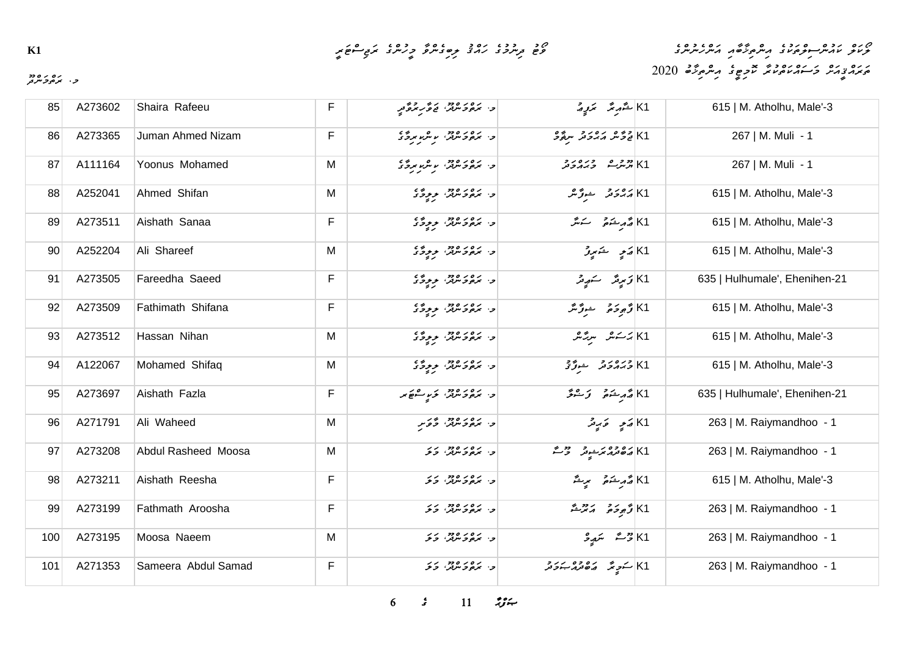| 85 | A273602 | Shaira Rafeeu | F | و· ئەھەۋسۇش ئەۋرىمەۋىر | K1 شەمرىگە ئىزىرىم | 615 \| M. Atholhu, Male'-3 |
|---|---|---|---|---|---|---|
| 86 | A273365 | Juman Ahmed Nizam | F | و· ئەھەۋسۇش بوشرىيرۇق | K1 قۇڭر مەرەپەر سېڭو | 267 \| M. Muli - 1 |
| 87 | A111164 | Yoonus Mohamed | M | و· ئەھەۋسۇش بوشرىيرۇق | K1 ھەرىسى جەمەدەر | 267 \| M. Muli - 1 |
| 88 | A252041 | Ahmed Shifan | M | و· ئەھەۋسۇش ووۋۇق | K1 مەرەبەر ھوۋىر | 615 \| M. Atholhu, Male'-3 |
| 89 | A273511 | Aishath Sanaa | F | و· ئەھەۋسۇش ووۋۇق | K1 مەرشەم سەنگ | 615 \| M. Atholhu, Male'-3 |
| 90 | A252204 | Ali Shareef | M | و· ئەھەۋسۇش ووۋۇق | K1 مەجە شەمىرو | 615 \| M. Atholhu, Male'-3 |
| 91 | A273505 | Fareedha Saeed | F | و· ئەھەۋسۇش ووۋۇق | K1 ۋىرىگ سەرىگ | 635 \| Hulhumale', Ehenihen-21 |
| 92 | A273509 | Fathimath Shifana | F | و· ئەھەۋسۇش ووۋۇق | K1 ۋەجەۋ ھوۋىگ | 615 \| M. Atholhu, Male'-3 |
| 93 | A273512 | Hassan Nihan | M | و· ئەھەۋسۇش ووۋۇق | K1 ئەسەش سرگىر | 615 \| M. Atholhu, Male'-3 |
| 94 | A122067 | Mohamed Shifaq | M | و· ئەھەۋسۇش ووۋۇق | K1 جەمەدەر ھوۋى | 615 \| M. Atholhu, Male'-3 |
| 95 | A273697 | Aishath Fazla | F | و· ئەھەۋسۇش ۋىرىسەھىر | K1 مەرشەم ۋىشۇ | 635 \| Hulhumale', Ehenihen-21 |
| 96 | A271791 | Ali Waheed | M | و· ئەھەۋسۇش ۋەرىر | K1 مەجە ۋەرىر | 263 \| M. Raiymandhoo - 1 |
| 97 | A273208 | Abdul Rasheed Moosa | M | و· ئەھەۋسۇش ۋى | K1 مەھەرمەرشوتر ۋىش | 263 \| M. Raiymandhoo - 1 |
| 98 | A273211 | Aishath Reesha | F | و· ئەھەۋسۇش ۋى | K1 مەرشەم بىرىش | 615 \| M. Atholhu, Male'-3 |
| 99 | A273199 | Fathmath Aroosha | F | و· ئەھەۋسۇش ۋى | K1 ۋەجەۋ مەترىش | 263 \| M. Raiymandhoo - 1 |
| 100 | A273195 | Moosa Naeem | M | و· ئەھەۋسۇش ۋى | K1 ۋىش سەرو | 263 \| M. Raiymandhoo - 1 |
| 101 | A271353 | Sameera Abdul Samad | F | و· ئەھەۋسۇش ۋى | K1 سەرىگ مەھەرمەسەۋە | 263 \| M. Raiymandhoo - 1 |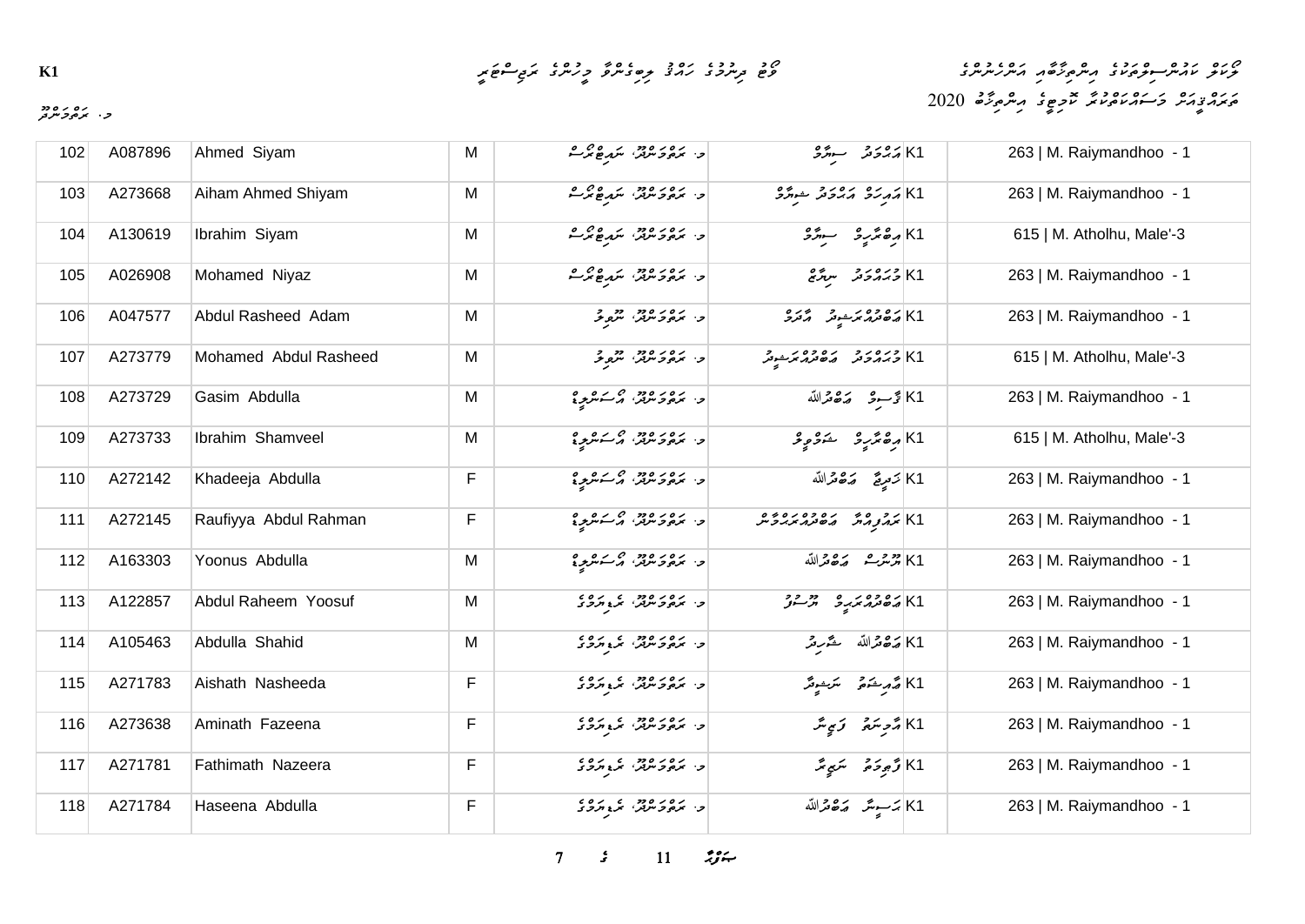| 102 | A087896 | Ahmed Siyam | M | ދ. ރައިމަންދޫ، ނަރުދޫރާ | K1 އަހްމަދު ސިޔާމް | 263 \| M. Raiymandhoo - 1 |
|---|---|---|---|---|---|---|
| 103 | A273668 | Aiham Ahmed Shiyam | M | ދ. ރައިމަންދޫ، ނަރުދޫރާ | K1 އައިހަމް އަހްމަދު ޝިޔާމް | 263 \| M. Raiymandhoo - 1 |
| 104 | A130619 | Ibrahim Siyam | M | ދ. ރައިމަންދޫ، ނަރުދޫރާ | K1 އިބްރާހީމް ސިޔާމް | 615 \| M. Atholhu, Male'-3 |
| 105 | A026908 | Mohamed Niyaz | M | ދ. ރައިމަންދޫ، ނަރުދޫރާ | K1 މުހައްމަދު ނިޔާޒް | 263 \| M. Raiymandhoo - 1 |
| 106 | A047577 | Abdul Rasheed Adam | M | ދ. ރައިމަންދޫ، ދޫވިލާ | K1 އަބްދުއްރަޝީދު އާދަމް | 263 \| M. Raiymandhoo - 1 |
| 107 | A273779 | Mohamed Abdul Rasheed | M | ދ. ރައިމަންދޫ، ދޫވިލާ | K1 މުހައްމަދު އަބްދުއްރަޝީދު | 615 \| M. Atholhu, Male'-3 |
| 108 | A273729 | Gasim Abdulla | M | ދ. ރައިމަންދޫ، ގްރީންވިއު | K1 ޤާސިމް އަބްދުﷲ | 263 \| M. Raiymandhoo - 1 |
| 109 | A273733 | Ibrahim Shamveel | M | ދ. ރައިމަންދޫ، ގްރީންވިއު | K1 އިބްރާހީމް ޝަމްވީލް | 615 \| M. Atholhu, Male'-3 |
| 110 | A272142 | Khadeeja Abdulla | F | ދ. ރައިމަންދޫ، ގްރީންވިއު | K1 ޚަދީޖާ އަބްދުﷲ | 263 \| M. Raiymandhoo - 1 |
| 111 | A272145 | Raufiyya Abdul Rahman | F | ދ. ރައިމަންދޫ، ގްރީންވިއު | K1 ރައުފިއްޔާ އަބްދުއްރަހްމާން | 263 \| M. Raiymandhoo - 1 |
| 112 | A163303 | Yoonus Abdulla | M | ދ. ރައިމަންދޫ، ގްރީންވިއު | K1 ޔޫނުސް އަބްދުﷲ | 263 \| M. Raiymandhoo - 1 |
| 113 | A122857 | Abdul Raheem Yoosuf | M | ދ. ރައިމަންދޫ، ރަނިންގު | K1 އަބްދުއްރަޙީމް ޔޫސުފް | 263 \| M. Raiymandhoo - 1 |
| 114 | A105463 | Abdulla Shahid | M | ދ. ރައިމަންދޫ، ރަނިންގު | K1 އަބްދުﷲ ޝާހިދު | 263 \| M. Raiymandhoo - 1 |
| 115 | A271783 | Aishath Nasheeda | F | ދ. ރައިމަންދޫ، ރަނިންގު | K1 އާއިޝަތު ނަޝީދާ | 263 \| M. Raiymandhoo - 1 |
| 116 | A273638 | Aminath Fazeena | F | ދ. ރައިމަންދޫ، ރަނިންގު | K1 އާމިނަތު ފަޒީނާ | 263 \| M. Raiymandhoo - 1 |
| 117 | A271781 | Fathimath Nazeera | F | ދ. ރައިމަންދޫ، ރަނިންގު | K1 ފާތިމަތު ނަޒީރާ | 263 \| M. Raiymandhoo - 1 |
| 118 | A271784 | Haseena Abdulla | F | ދ. ރައިމަންދޫ، ރަނިންގު | K1 ހަސީނާ އަބްދުﷲ | 263 \| M. Raiymandhoo - 1 |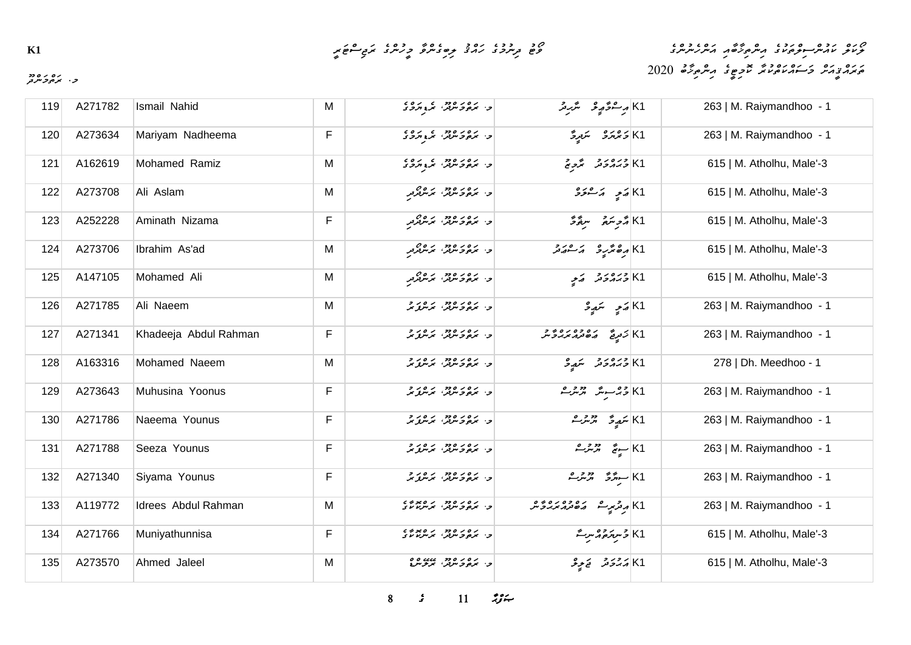| 119 | A271782 | Ismail Nahid | M | ދ. ރައްޔިތުންގެ، ރޭވިލާގެ | K1 އިސްމާޢީލް ނާހިދު | 263 \| M. Raiymandhoo - 1 |
|---|---|---|---|---|---|---|
| 120 | A273634 | Mariyam Nadheema | F | ދ. ރައްޔިތުންގެ، ރޭވިލާގެ | K1 މަރިޔަމް ނަދީމާ | 263 \| M. Raiymandhoo - 1 |
| 121 | A162619 | Mohamed Ramiz | M | ދ. ރައްޔިތުންގެ، ރޭވިލާގެ | K1 މުޙައްމަދު ރާމިޒް | 615 \| M. Atholhu, Male'-3 |
| 122 | A273708 | Ali Aslam | M | ދ. ރައްޔިތުންގެ، ރަންމެދުރި | K1 ޢަލީ އަސްލަމް | 615 \| M. Atholhu, Male'-3 |
| 123 | A252228 | Aminath Nizama | F | ދ. ރައްޔިތުންގެ، ރަންމެދުރި | K1 އާމިނަތު ނިޒާމާ | 615 \| M. Atholhu, Male'-3 |
| 124 | A273706 | Ibrahim As'ad | M | ދ. ރައްޔިތުންގެ، ރަންމެދުރި | K1 އިބްރާހީމް އަސްޢަދު | 615 \| M. Atholhu, Male'-3 |
| 125 | A147105 | Mohamed Ali | M | ދ. ރައްޔިތުންގެ، ރަންމެދުރި | K1 މުޙައްމަދު ޢަލީ | 615 \| M. Atholhu, Male'-3 |
| 126 | A271785 | Ali Naeem | M | ދ. ރައްޔިތުންގެ، ރަންވަލި | K1 ޢަލީ ނަޢީމް | 263 \| M. Raiymandhoo - 1 |
| 127 | A271341 | Khadeeja Abdul Rahman | F | ދ. ރައްޔިތުންގެ، ރަންވަލި | K1 ޚަދީޖާ ޢަބްދުއްރަޙްމާން | 263 \| M. Raiymandhoo - 1 |
| 128 | A163316 | Mohamed Naeem | M | ދ. ރައްޔިތުންގެ، ރަންވަލި | K1 މުޙައްމަދު ނަޢީމް | 278 \| Dh. Meedhoo - 1 |
| 129 | A273643 | Muhusina Yoonus | F | ދ. ރައްޔިތުންގެ، ރަންވަލި | K1 މުޙުސިނާ ޔޫނުސް | 263 \| M. Raiymandhoo - 1 |
| 130 | A271786 | Naeema Younus | F | ދ. ރައްޔިތުންގެ، ރަންވަލި | K1 ނަޢީމާ ޔޫނުސް | 263 \| M. Raiymandhoo - 1 |
| 131 | A271788 | Seeza Younus | F | ދ. ރައްޔިތުންގެ، ރަންވަލި | K1 ސީޒާ ޔޫނުސް | 263 \| M. Raiymandhoo - 1 |
| 132 | A271340 | Siyama Younus | F | ދ. ރައްޔިތުންގެ، ރަންވަލި | K1 ސިޔާމާ ޔޫނުސް | 263 \| M. Raiymandhoo - 1 |
| 133 | A119772 | Idrees Abdul Rahman | M | ދ. ރައްޔިތުންގެ، ރަންނާރާގެ | K1 އިދްރީސް ޢަބްދުއްރަޙްމާން | 263 \| M. Raiymandhoo - 1 |
| 134 | A271766 | Muniyathunnisa | F | ދ. ރައްޔިތުންގެ، ރަންނާރާގެ | K1 މުނިޔަތުންނިސާ | 615 \| M. Atholhu, Male'-3 |
| 135 | A273570 | Ahmed Jaleel | M | ދ. ރައްޔިތުންގެ، ރޯޒްވިއު | K1 އަޙްމަދު ޖަލީލް | 615 \| M. Atholhu, Male'-3 |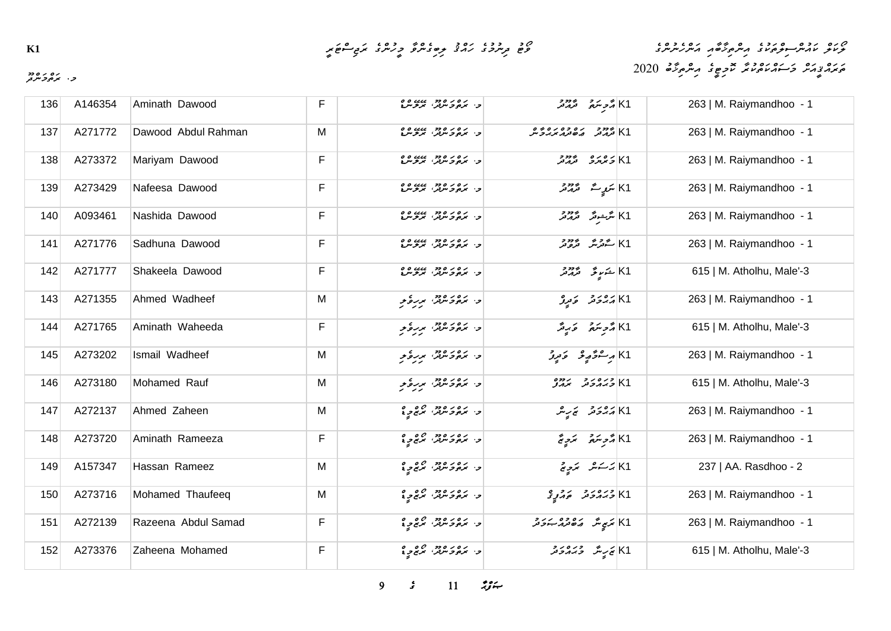| 136 | A146354 | Aminath Dawood | F | د. بَرْهُوَسْرْتْرْ، بْرُوَسْرُّ | K1 مُحَرِسَمُ مُرَمْرَ | 263 \| M. Raiymandhoo - 1 |
|---|---|---|---|---|---|---|
| 137 | A271772 | Dawood Abdul Rahman | M | د. بَرْهُوَسْرْتْرْ، بْرُوَسْرُّ | K1 مُرْمُرْ رَصْعَرْمُ مُرْبَرْوْمُرْ | 263 \| M. Raiymandhoo - 1 |
| 138 | A273372 | Mariyam Dawood | F | د. بَرْهُوَسْرْتْرْ، بْرُوَسْرُّ | K1 دَ بْرْبُرْدْ مُرَمْرَ | 263 \| M. Raiymandhoo - 1 |
| 139 | A273429 | Nafeesa Dawood | F | د. بَرْهُوَسْرْتْرْ، بْرُوَسْرُّ | K1 سَرِبٍ مُرَمْرَ | 263 \| M. Raiymandhoo - 1 |
| 140 | A093461 | Nashida Dawood | F | د. بَرْهُوَسْرْتْرْ، بْرُوَسْرُّ | K1 سُرْسُوِمُرْ مُرَمْرَ | 263 \| M. Raiymandhoo - 1 |
| 141 | A271776 | Sadhuna Dawood | F | د. بَرْهُوَسْرْتْرْ، بْرُوَسْرُّ | K1 سُمْرُسْرُ مُرُوْمْرَ | 263 \| M. Raiymandhoo - 1 |
| 142 | A271777 | Shakeela Dawood | F | د. بَرْهُوَسْرْتْرْ، بْرُوَسْرُّ | K1 شَبِرِمُوْ مُرَمْرَ | 615 \| M. Atholhu, Male'-3 |
| 143 | A271355 | Ahmed Wadheef | M | د. بَرْهُوَسْرْتْرْ، سِرِبِرُوْعِرِ | K1 مُرْبُرْدَرْ وَمْرِرْ | 263 \| M. Raiymandhoo - 1 |
| 144 | A271765 | Aminath Waheeda | F | د. بَرْهُوَسْرْتْرْ، سِرِبِرُوْعِرِ | K1 مُحَرِسَمُ وَبِرِمُرْ | 615 \| M. Atholhu, Male'-3 |
| 145 | A273202 | Ismail Wadheef | M | د. بَرْهُوَسْرْتْرْ، سِرِبِرُوْعِرِ | K1 مِرْ شُوْمُرْمُوْ وَمْرِرْ | 263 \| M. Raiymandhoo - 1 |
| 146 | A273180 | Mohamed Rauf | M | د. بَرْهُوَسْرْتْرْ، سِرِبِرُوْعِرِ | K1 دْبَرْبُرْدَرْ بَرَمْرْ | 615 \| M. Atholhu, Male'-3 |
| 147 | A272137 | Ahmed Zaheen | M | د. بَرْهُوَسْرْتْرْ، بْرُمْعِرِعْ | K1 مُرْبُرْدَرْ بَحَرِمْرْ | 263 \| M. Raiymandhoo - 1 |
| 148 | A273720 | Aminath Rameeza | F | د. بَرْهُوَسْرْتْرْ، بْرُمْعِرِعْ | K1 مُحَرِسَمُ بَرَحِرِمُحْ | 263 \| M. Raiymandhoo - 1 |
| 149 | A157347 | Hassan Rameez | M | د. بَرْهُوَسْرْتْرْ، بْرُمْعِرِعْ | K1 بَرْسَمْرْ بَرَحِرِحْ | 237 \| AA. Rasdhoo - 2 |
| 150 | A273716 | Mohamed Thaufeeq | M | د. بَرْهُوَسْرْتْرْ، بْرُمْعِرِعْ | K1 دْبَرْبُرْدَرْ مَوَمْرِرْ | 263 \| M. Raiymandhoo - 1 |
| 151 | A272139 | Razeena Abdul Samad | F | د. بَرْهُوَسْرْتْرْ، بْرُمْعِرِعْ | K1 بَرْبِسُرْ مُرَصْعَرْمُ سُوَحَرْ | 263 \| M. Raiymandhoo - 1 |
| 152 | A273376 | Zaheena Mohamed | F | د. بَرْهُوَسْرْتْرْ، بْرُمْعِرِعْ | K1 بَحَرِسُرْ دْبَرْبُرْدَرْ | 615 \| M. Atholhu, Male'-3 |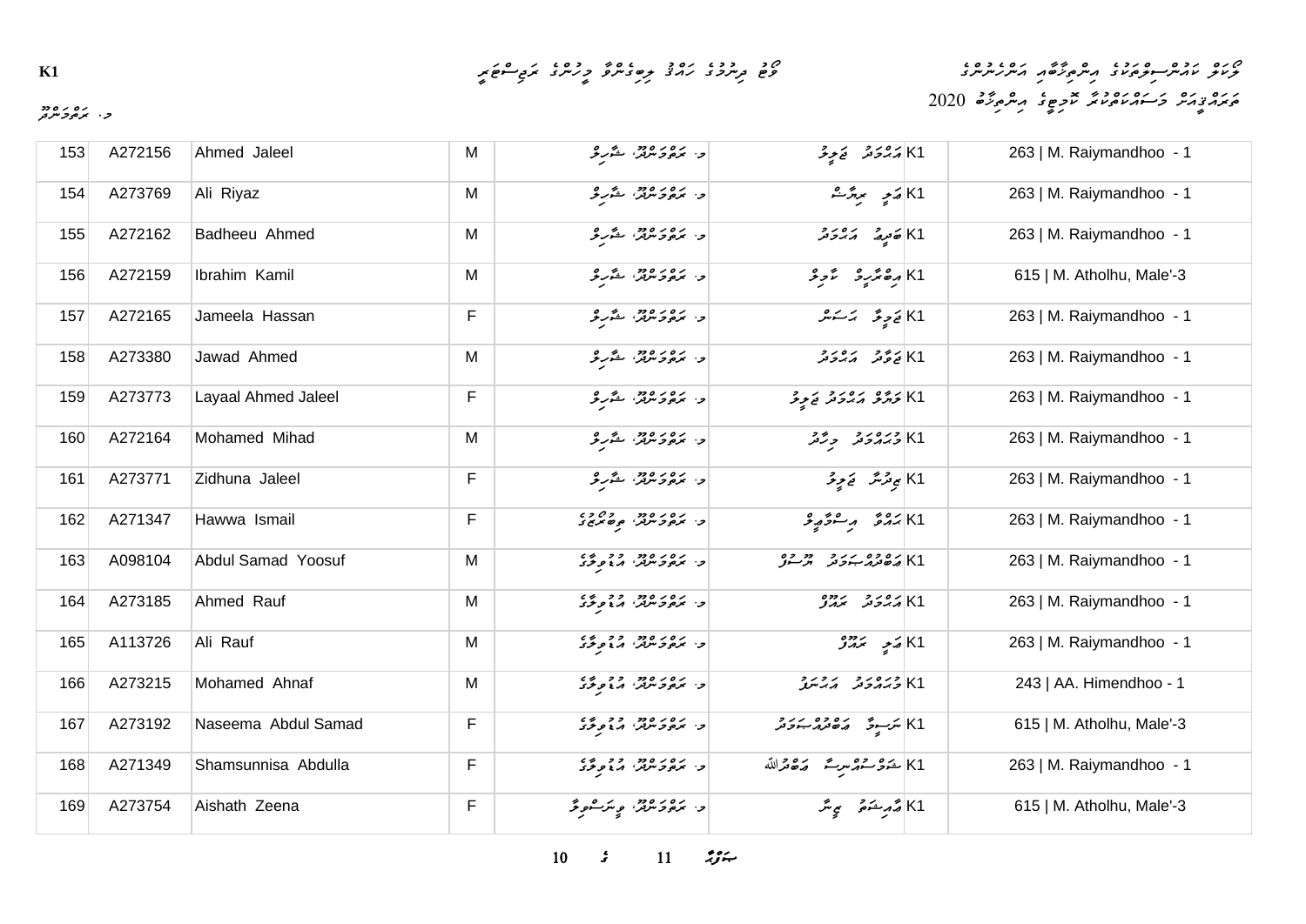| 153 | A272156 | Ahmed Jaleel | M | د. بَرُهْوَسُرْتْرُ، سُدَرِ وُ | K1 اَرُدُوَتْرُ يَحِوِ وُ | 263 \| M. Raiymandhoo - 1 |
|---|---|---|---|---|---|---|
| 154 | A273769 | Ali Riyaz | M | د. بَرُهْوَسُرْتْرُ، سُدَرِ وُ | K1 اَرَمِ بِرِ رَّ ــُهُ | 263 \| M. Raiymandhoo - 1 |
| 155 | A272162 | Badheeu Ahmed | M | د. بَرُهْوَسُرْتْرُ، سُدَرِ وُ | K1 صَعِيهُ اَرُدُوَتْرُ | 263 \| M. Raiymandhoo - 1 |
| 156 | A272159 | Ibrahim Kamil | M | د. بَرُهْوَسُرْتْرُ، سُدَرِ وُ | K1 اِرِصُمُرِوُ مُوِ وُ | 615 \| M. Atholhu, Male'-3 |
| 157 | A272165 | Jameela Hassan | F | د. بَرُهْوَسُرْتْرُ، سُدَرِ وُ | K1 يَحِوِ دُّ بَرُ سَـَرُ | 263 \| M. Raiymandhoo - 1 |
| 158 | A273380 | Jawad Ahmed | M | د. بَرُهْوَسُرْتْرُ، سُدَرِ وُ | K1 يَحَوُتْرُ اَرُدُوَتْرُ | 263 \| M. Raiymandhoo - 1 |
| 159 | A273773 | Layaal Ahmed Jaleel | F | د. بَرُهْوَسُرْتْرُ، سُدَرِ وُ | K1 وَرُرُّوُ اَرُدُوَتْرُ يَحِوِ وُ | 263 \| M. Raiymandhoo - 1 |
| 160 | A272164 | Mohamed Mihad | M | د. بَرُهْوَسُرْتْرُ، سُدَرِ وُ | K1 وُبَرُدُوَتْرُ وِرُّتْرُ | 263 \| M. Raiymandhoo - 1 |
| 161 | A273771 | Zidhuna Jaleel | F | د. بَرُهْوَسُرْتْرُ، سُدَرِ وُ | K1 بِعِتْرُسُّ يَحِوِ وُ | 263 \| M. Raiymandhoo - 1 |
| 162 | A271347 | Hawwa Ismail | F | د. بَرُهْوَسُرْتْرُ، وِصُمُرُ يَ وُ | K1 بَرُدُوُّ اِرِ سُدُّوَّ مِرِ وُ | 263 \| M. Raiymandhoo - 1 |
| 163 | A098104 | Abdul Samad Yoosuf | M | د. بَرُهْوَسُرْتْرُ، اَرُ وُ وِ وُّ وُ | K1 اَرُصُمُرُدُ سَـَوَتْرُ مُرُ سُـُو | 263 \| M. Raiymandhoo - 1 |
| 164 | A273185 | Ahmed Rauf | M | د. بَرُهْوَسُرْتْرُ، اَرُ وُ وِ وُّ وُ | K1 اَرُدُوَتْرُ بَرُدُ وُ | 263 \| M. Raiymandhoo - 1 |
| 165 | A113726 | Ali Rauf | M | د. بَرُهْوَسُرْتْرُ، اَرُ وُ وِ وُّ وُ | K1 اَرَمِ بَرُدُ وُ | 263 \| M. Raiymandhoo - 1 |
| 166 | A273215 | Mohamed Ahnaf | M | د. بَرُهْوَسُرْتْرُ، اَرُ وُ وِ وُّ وُ | K1 وُبَرُدُوَتْرُ اَرُدُ سُرُ وُ | 243 \| AA. Himendhoo - 1 |
| 167 | A273192 | Naseema Abdul Samad | F | د. بَرُهْوَسُرْتْرُ، اَرُ وُ وِ وُّ وُ | K1 سَرَ سِـِوُّ اَرُصُمُرُدُ سَـَوَتْرُ | 615 \| M. Atholhu, Male'-3 |
| 168 | A271349 | Shamsunnisa Abdulla | F | د. بَرُهْوَسُرْتْرُ، اَرُ وُ وِ وُّ وُ | K1 شَوَ سُـُرُ سِرِ سُّ اَرُصُمُرُ اللّه | 263 \| M. Raiymandhoo - 1 |
| 169 | A273754 | Aishath Zeena | F | د. بَرُهْوَسُرْتْرُ، وِ سَرُ سُـُو وُّ | K1 اُرُمِ شَـَوُ بِي سُّ | 615 \| M. Atholhu, Male'-3 |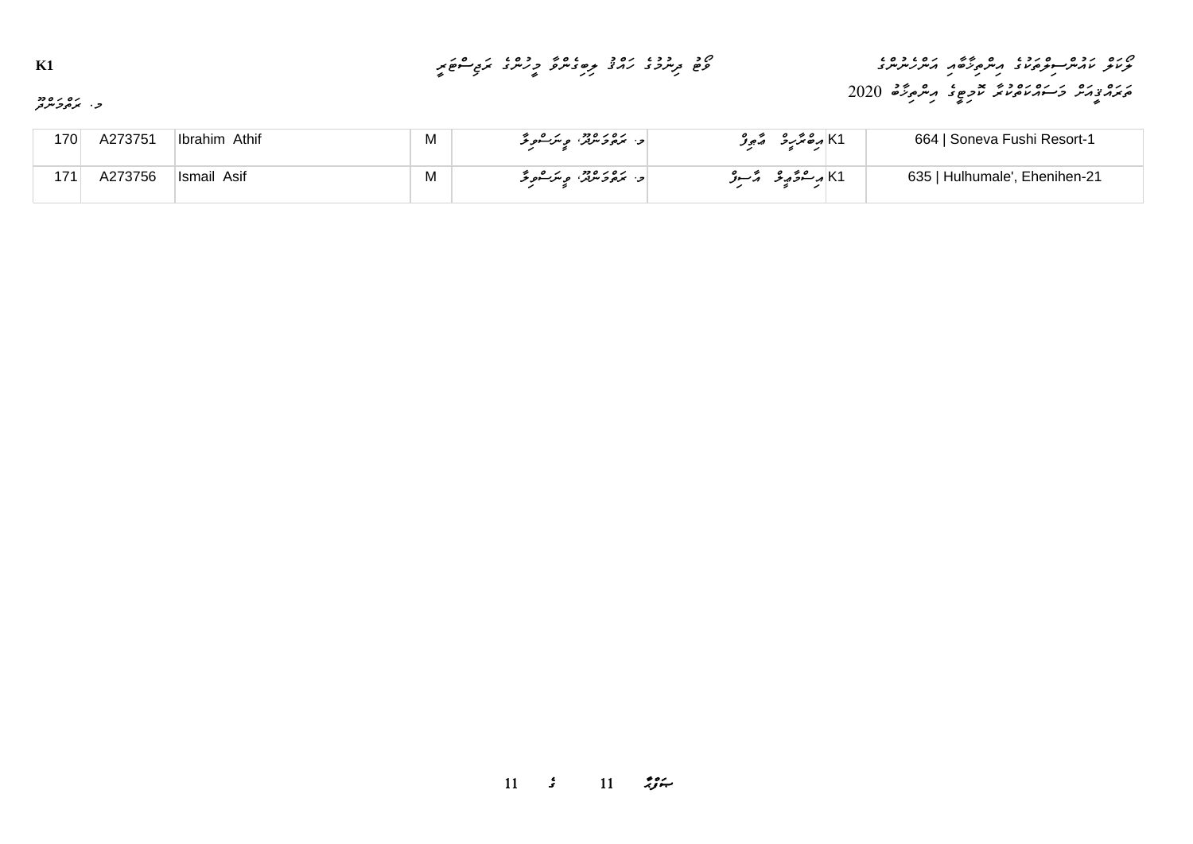K1

ޕާޓީތަކުން ސިޔާސީ ޕާޓީތަކުގެ ރަޖިސްޓްރީ ކަނޑައަޅާ ގޮތް ނިސްބަތް ދޭ ބުނާ

ތިރީގައި ވާ ޕާޓީ 2020

ގ. ގެފަންނު

| | | | | | | |
|---|---|---|---|---|---|---|
| 170 | A273751 | Ibrahim Athif | M | ގ. ރަތްމަހުރު، ވިސްކޮސި | K1 އިބްރާހީމް އާތިފް | 664 \| Soneva Fushi Resort-1 |
| 171 | A273756 | Ismail Asif | M | ގ. ރަތްމަހުރު، ވިސްކޮސި | K1 އިސްމާޢީލް އާސިފް | 635 \| Hulhumale', Ehenihen-21 |